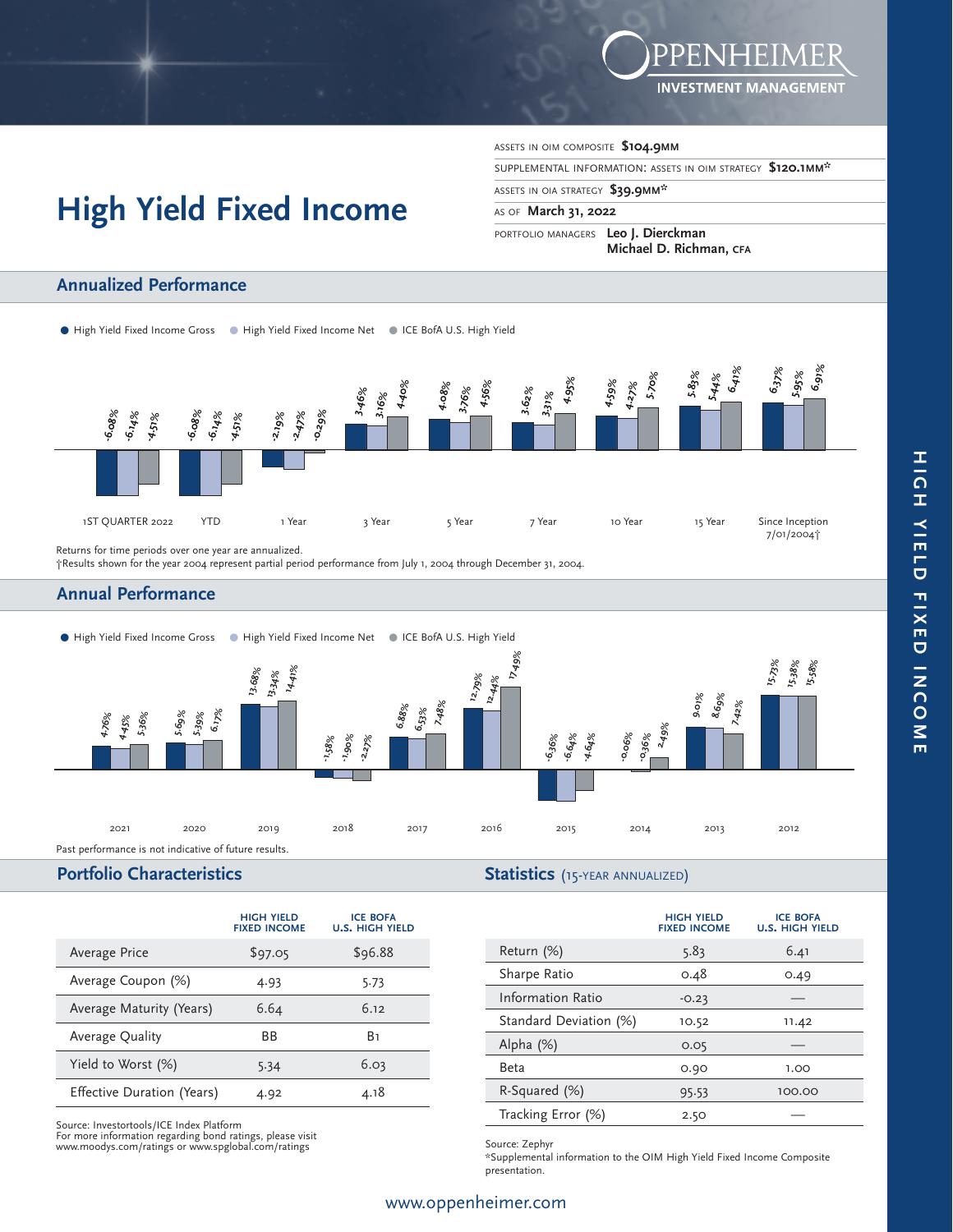# High Yield Fixed Income

ASSETS IN OIM COMPOSITE **$104.9MM**

SUPPLEMENTAL INFORMATION: ASSETS IN OIM STRATEGY **$120.1MM***

ASSETS IN OIA STRATEGY **$39.9MM***

AS OF **March 31, 2022**

PORTFOLIO MANAGERS **Leo J. Dierckman**
**Michael D. Richman, CFA**

## Annualized Performance

| Period | High Yield Fixed Income Gross | High Yield Fixed Income Net | ICE BofA U.S. High Yield |
|---|---|---|---|
| 1ST QUARTER 2022 | -6.08% | -6.14% | -4.51% |
| YTD | -6.08% | -6.14% | -4.51% |
| 1 Year | -2.19% | -2.47% | -0.29% |
| 3 Year | 3.46% | 3.16% | 4.40% |
| 5 Year | 4.08% | 3.76% | 4.56% |
| 7 Year | 3.62% | 3.31% | 4.95% |
| 10 Year | 4.59% | 4.27% | 5.70% |
| 15 Year | 5.83% | 5.44% | 6.41% |
| Since Inception 7/01/2004† | 6.37% | 5.95% | 6.91% |

Returns for time periods over one year are annualized.
†Results shown for the year 2004 represent partial period performance from July 1, 2004 through December 31, 2004.

## Annual Performance

| Year | High Yield Fixed Income Gross | High Yield Fixed Income Net | ICE BofA U.S. High Yield |
|---|---|---|---|
| 2021 | 4.76% | 4.45% | 5.36% |
| 2020 | 5.69% | 5.39% | 6.17% |
| 2019 | 13.68% | 13.34% | 14.41% |
| 2018 | -1.58% | -1.90% | -2.27% |
| 2017 | 6.88% | 6.53% | 7.48% |
| 2016 | 12.79% | 12.44% | 17.49% |
| 2015 | -6.36% | -6.64% | -4.64% |
| 2014 | -0.06% | -0.36% | 2.49% |
| 2013 | 9.01% | 8.69% | 7.42% |
| 2012 | 15.73% | 15.38% | 15.58% |

Past performance is not indicative of future results.

## Portfolio Characteristics

| | HIGH YIELD FIXED INCOME | ICE BOFA U.S. HIGH YIELD |
|---|---|---|
| Average Price | $97.05 | $96.88 |
| Average Coupon (%) | 4.93 | 5.73 |
| Average Maturity (Years) | 6.64 | 6.12 |
| Average Quality | BB | B1 |
| Yield to Worst (%) | 5.34 | 6.03 |
| Effective Duration (Years) | 4.92 | 4.18 |

Source: Investortools/ICE Index Platform
For more information regarding bond ratings, please visit www.moodys.com/ratings or www.spglobal.com/ratings

## Statistics (15-YEAR ANNUALIZED)

| | HIGH YIELD FIXED INCOME | ICE BOFA U.S. HIGH YIELD |
|---|---|---|
| Return (%) | 5.83 | 6.41 |
| Sharpe Ratio | 0.48 | 0.49 |
| Information Ratio | -0.23 | — |
| Standard Deviation (%) | 10.52 | 11.42 |
| Alpha (%) | 0.05 | — |
| Beta | 0.90 | 1.00 |
| R-Squared (%) | 95.53 | 100.00 |
| Tracking Error (%) | 2.50 | — |

Source: Zephyr
*Supplemental information to the OIM High Yield Fixed Income Composite presentation.

www.oppenheimer.com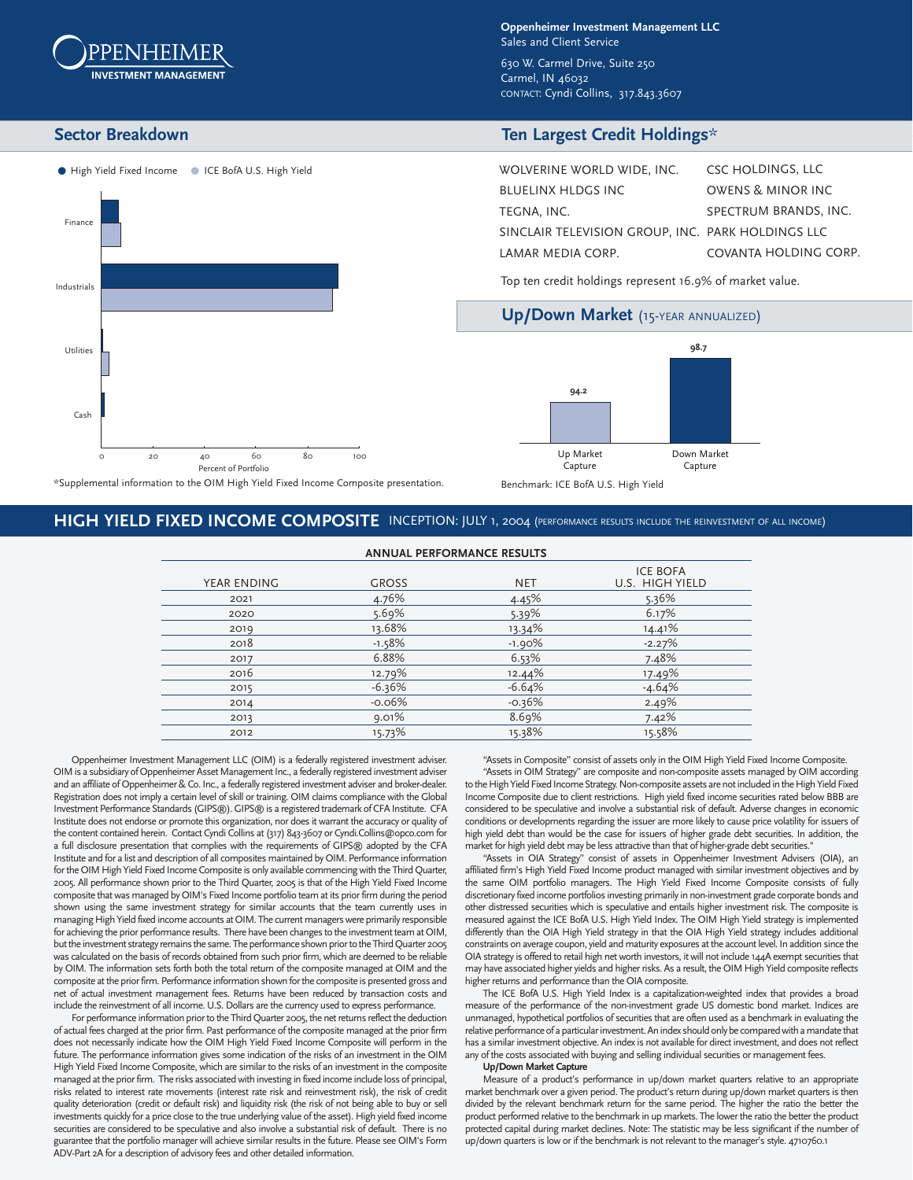**Oppenheimer Investment Management LLC**
Sales and Client Service

630 W. Carmel Drive, Suite 250
Carmel, IN 46032
CONTACT: Cyndi Collins, 317.843.3607

## Sector Breakdown

High Yield Fixed Income | ICE BofA U.S. High Yield

Finance
Industrials
Utilities
Cash

0 20 40 60 80 100
Percent of Portfolio

*Supplemental information to the OIM High Yield Fixed Income Composite presentation.

## Ten Largest Credit Holdings*

| | |
|---|---|
| WOLVERINE WORLD WIDE, INC. | CSC HOLDINGS, LLC |
| BLUELINX HLDGS INC | OWENS & MINOR INC |
| TEGNA, INC. | SPECTRUM BRANDS, INC. |
| SINCLAIR TELEVISION GROUP, INC. | PARK HOLDINGS LLC |
| LAMAR MEDIA CORP. | COVANTA HOLDING CORP. |

Top ten credit holdings represent 16.9% of market value.

## Up/Down Market (15-YEAR ANNUALIZED)

94.2
98.7

Up Market Capture
Down Market Capture

Benchmark: ICE BofA U.S. High Yield

## HIGH YIELD FIXED INCOME COMPOSITE INCEPTION: JULY 1, 2004 (PERFORMANCE RESULTS INCLUDE THE REINVESTMENT OF ALL INCOME)

**ANNUAL PERFORMANCE RESULTS**

| YEAR ENDING | GROSS | NET | ICE BOFA U.S. HIGH YIELD |
|---|---|---|---|
| 2021 | 4.76% | 4.45% | 5.36% |
| 2020 | 5.69% | 5.39% | 6.17% |
| 2019 | 13.68% | 13.34% | 14.41% |
| 2018 | -1.58% | -1.90% | -2.27% |
| 2017 | 6.88% | 6.53% | 7.48% |
| 2016 | 12.79% | 12.44% | 17.49% |
| 2015 | -6.36% | -6.64% | -4.64% |
| 2014 | -0.06% | -0.36% | 2.49% |
| 2013 | 9.01% | 8.69% | 7.42% |
| 2012 | 15.73% | 15.38% | 15.58% |

Oppenheimer Investment Management LLC (OIM) is a federally registered investment adviser. OIM is a subsidiary of Oppenheimer Asset Management Inc., a federally registered investment adviser and an affiliate of Oppenheimer & Co. Inc., a federally registered investment adviser and broker-dealer. Registration does not imply a certain level of skill or training. OIM claims compliance with the Global Investment Performance Standards (GIPS®). GIPS® is a registered trademark of CFA Institute. CFA Institute does not endorse or promote this organization, nor does it warrant the accuracy or quality of the content contained herein. Contact Cyndi Collins at (317) 843-3607 or Cyndi.Collins@opco.com for a full disclosure presentation that complies with the requirements of GIPS® adopted by the CFA Institute and for a list and description of all composites maintained by OIM. Performance information for the OIM High Yield Fixed Income Composite is only available commencing with the Third Quarter, 2005. All performance shown prior to the Third Quarter, 2005 is that of the High Yield Fixed Income composite that was managed by OIM's Fixed Income portfolio team at its prior firm during the period shown using the same investment strategy for similar accounts that the team currently uses in managing High Yield fixed income accounts at OIM. The current managers were primarily responsible for achieving the prior performance results. There have been changes to the investment team at OIM, but the investment strategy remains the same. The performance shown prior to the Third Quarter 2005 was calculated on the basis of records obtained from such prior firm, which are deemed to be reliable by OIM. The information sets forth both the total return of the composite managed at OIM and the composite at the prior firm. Performance information shown for the composite is presented gross and net of actual investment management fees. Returns have been reduced by transaction costs and include the reinvestment of all income. U.S. Dollars are the currency used to express performance.

For performance information prior to the Third Quarter 2005, the net returns reflect the deduction of actual fees charged at the prior firm. Past performance of the composite managed at the prior firm does not necessarily indicate how the OIM High Yield Fixed Income Composite will perform in the future. The performance information gives some indication of the risks of an investment in the OIM High Yield Fixed Income Composite, which are similar to the risks of an investment in the composite managed at the prior firm. The risks associated with investing in fixed income include loss of principal, risks related to interest rate movements (interest rate risk and reinvestment risk), the risk of credit quality deterioration (credit or default risk) and liquidity risk (the risk of not being able to buy or sell investments quickly for a price close to the true underlying value of the asset). High yield fixed income securities are considered to be speculative and also involve a substantial risk of default. There is no guarantee that the portfolio manager will achieve similar results in the future. Please see OIM's Form ADV-Part 2A for a description of advisory fees and other detailed information.

"Assets in Composite" consist of assets only in the OIM High Yield Fixed Income Composite.

"Assets in OIM Strategy" are composite and non-composite assets managed by OIM according to the High Yield Fixed Income Strategy. Non-composite assets are not included in the High Yield Fixed Income Composite due to client restrictions. High yield fixed income securities rated below BBB are considered to be speculative and involve a substantial risk of default. Adverse changes in economic conditions or developments regarding the issuer are more likely to cause price volatility for issuers of high yield debt than would be the case for issuers of higher grade debt securities. In addition, the market for high yield debt may be less attractive than that of higher-grade debt securities."

"Assets in OIA Strategy" consist of assets in Oppenheimer Investment Advisers (OIA), an affiliated firm's High Yield Fixed Income product managed with similar investment objectives and by the same OIM portfolio managers. The High Yield Fixed Income Composite consists of fully discretionary fixed income portfolios investing primarily in non-investment grade corporate bonds and other distressed securities which is speculative and entails higher investment risk. The composite is measured against the ICE BofA U.S. High Yield Index. The OIM High Yield strategy is implemented differently than the OIA High Yield strategy in that the OIA High Yield strategy includes additional constraints on average coupon, yield and maturity exposures at the account level. In addition since the OIA strategy is offered to retail high net worth investors, it will not include 144A exempt securities that may have associated higher yields and higher risks. As a result, the OIM High Yield composite reflects higher returns and performance than the OIA composite.

The ICE BofA U.S. High Yield Index is a capitalization-weighted index that provides a broad measure of the performance of the non-investment grade US domestic bond market. Indices are unmanaged, hypothetical portfolios of securities that are often used as a benchmark in evaluating the relative performance of a particular investment. An index should only be compared with a mandate that has a similar investment objective. An index is not available for direct investment, and does not reflect any of the costs associated with buying and selling individual securities or management fees.

**Up/Down Market Capture**

Measure of a product's performance in up/down market quarters relative to an appropriate market benchmark over a given period. The product's return during up/down market quarters is then divided by the relevant benchmark return for the same period. The higher the ratio the better the product performed relative to the benchmark in up markets. The lower the ratio the better the product protected capital during market declines. Note: The statistic may be less significant if the number of up/down quarters is low or if the benchmark is not relevant to the manager's style. 4710760.1